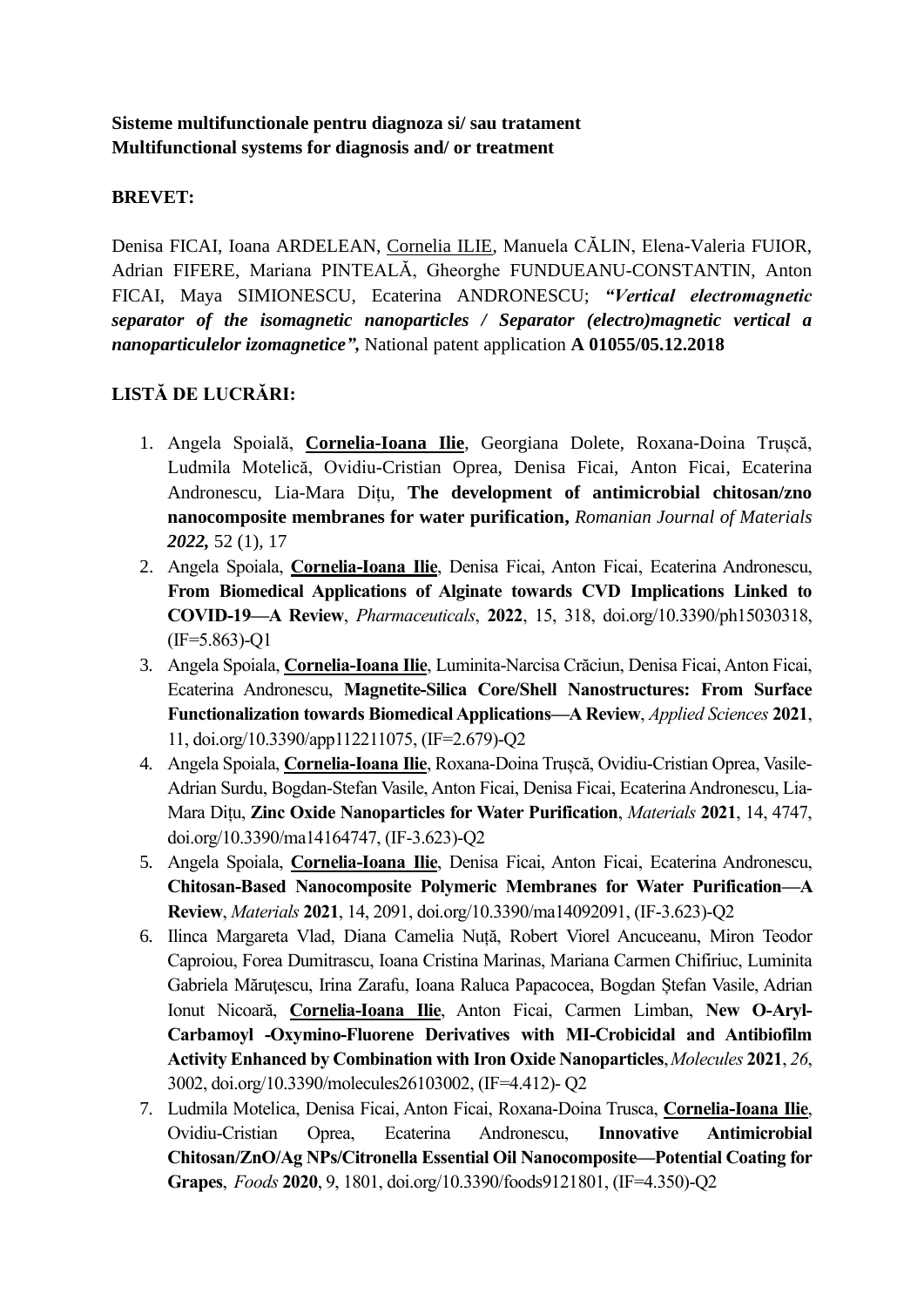**Sisteme multifunctionale pentru diagnoza si/ sau tratament**
**Multifunctional systems for diagnosis and/ or treatment**

**BREVET:**

Denisa FICAI, Ioana ARDELEAN, Cornelia ILIE, Manuela CĂLIN, Elena-Valeria FUIOR, Adrian FIFERE, Mariana PINTEALĂ, Gheorghe FUNDUEANU-CONSTANTIN, Anton FICAI, Maya SIMIONESCU, Ecaterina ANDRONESCU; ***"Vertical electromagnetic separator of the isomagnetic nanoparticles / Separator (electro)magnetic vertical a nanoparticulelor izomagnetice",*** National patent application **A 01055/05.12.2018**

**LISTĂ DE LUCRĂRI:**

1. Angela Spoială, **Cornelia-Ioana Ilie**, Georgiana Dolete, Roxana-Doina Trușcă, Ludmila Motelică, Ovidiu-Cristian Oprea, Denisa Ficai, Anton Ficai, Ecaterina Andronescu, Lia-Mara Dițu, **The development of antimicrobial chitosan/zno nanocomposite membranes for water purification,** *Romanian Journal of Materials* ***2022,*** 52 (1), 17
2. Angela Spoiala, **Cornelia-Ioana Ilie**, Denisa Ficai, Anton Ficai, Ecaterina Andronescu, **From Biomedical Applications of Alginate towards CVD Implications Linked to COVID-19—A Review**, *Pharmaceuticals*, **2022**, 15, 318, doi.org/10.3390/ph15030318, (IF=5.863)-Q1
3. Angela Spoiala, **Cornelia-Ioana Ilie**, Luminita-Narcisa Crăciun, Denisa Ficai, Anton Ficai, Ecaterina Andronescu, **Magnetite-Silica Core/Shell Nanostructures: From Surface Functionalization towards Biomedical Applications—A Review**, *Applied Sciences* **2021**, 11, doi.org/10.3390/app112211075, (IF=2.679)-Q2
4. Angela Spoiala, **Cornelia-Ioana Ilie**, Roxana-Doina Trușcă, Ovidiu-Cristian Oprea, Vasile-Adrian Surdu, Bogdan-Stefan Vasile, Anton Ficai, Denisa Ficai, Ecaterina Andronescu, Lia-Mara Dițu, **Zinc Oxide Nanoparticles for Water Purification**, *Materials* **2021**, 14, 4747, doi.org/10.3390/ma14164747, (IF-3.623)-Q2
5. Angela Spoiala, **Cornelia-Ioana Ilie**, Denisa Ficai, Anton Ficai, Ecaterina Andronescu, **Chitosan-Based Nanocomposite Polymeric Membranes for Water Purification—A Review**, *Materials* **2021**, 14, 2091, doi.org/10.3390/ma14092091, (IF-3.623)-Q2
6. Ilinca Margareta Vlad, Diana Camelia Nuță, Robert Viorel Ancuceanu, Miron Teodor Caproiou, Forea Dumitrascu, Ioana Cristina Marinas, Mariana Carmen Chifiriuc, Luminita Gabriela Măruțescu, Irina Zarafu, Ioana Raluca Papacocea, Bogdan Ștefan Vasile, Adrian Ionut Nicoară, **Cornelia-Ioana Ilie**, Anton Ficai, Carmen Limban, **New O-Aryl-Carbamoyl -Oxymino-Fluorene Derivatives with MI-Crobicidal and Antibiofilm Activity Enhanced by Combination with Iron Oxide Nanoparticles**, *Molecules* **2021**, *26*, 3002, doi.org/10.3390/molecules26103002, (IF=4.412)- Q2
7. Ludmila Motelica, Denisa Ficai, Anton Ficai, Roxana-Doina Trusca, **Cornelia-Ioana Ilie**, Ovidiu-Cristian Oprea, Ecaterina Andronescu, **Innovative Antimicrobial Chitosan/ZnO/Ag NPs/Citronella Essential Oil Nanocomposite—Potential Coating for Grapes**, *Foods* **2020**, 9, 1801, doi.org/10.3390/foods9121801, (IF=4.350)-Q2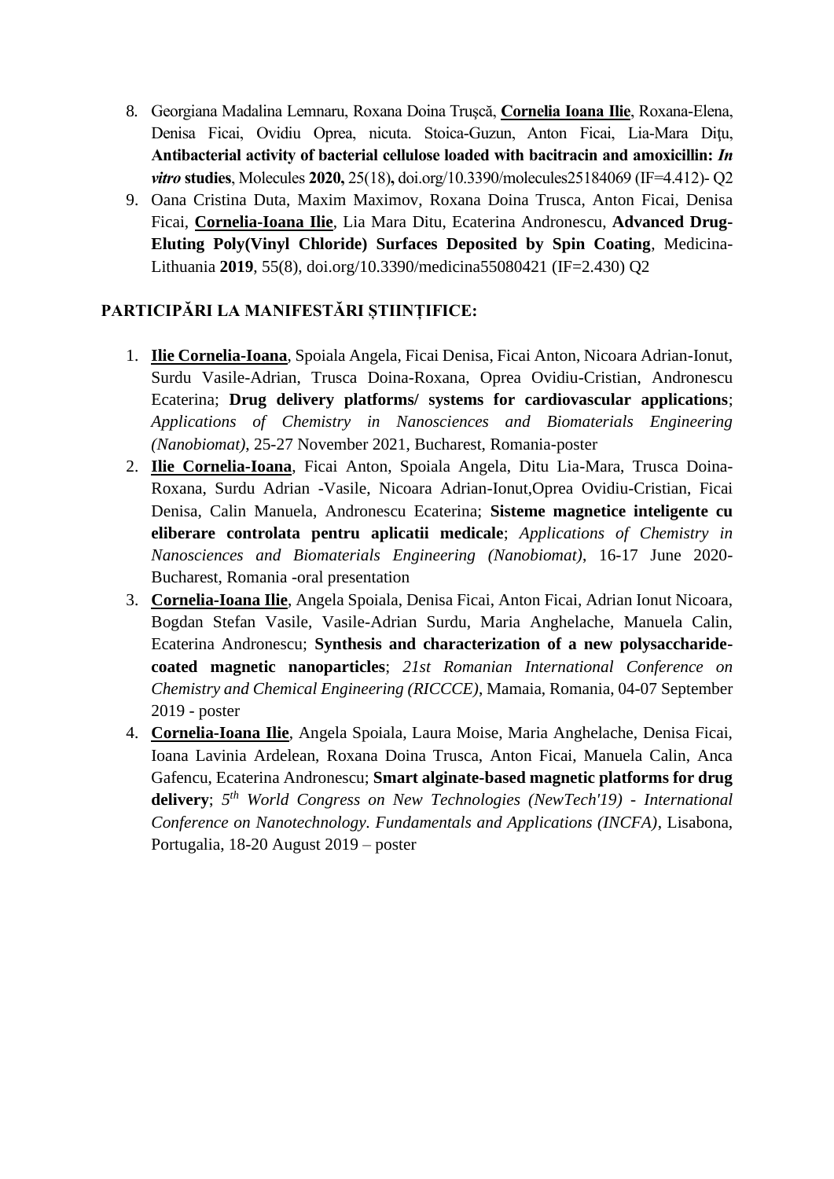8. Georgiana Madalina Lemnaru, Roxana Doina Trușcă, **<u>Cornelia Ioana Ilie</u>**, Roxana-Elena, Denisa Ficai, Ovidiu Oprea, nicuta. Stoica-Guzun, Anton Ficai, Lia-Mara Dițu, **Antibacterial activity of bacterial cellulose loaded with bacitracin and amoxicillin: *In vitro* studies**, Molecules **2020,** 25(18)**,** doi.org/10.3390/molecules25184069 (IF=4.412)- Q2
9. Oana Cristina Duta, Maxim Maximov, Roxana Doina Trusca, Anton Ficai, Denisa Ficai, **<u>Cornelia-Ioana Ilie</u>**, Lia Mara Ditu, Ecaterina Andronescu, **Advanced Drug-Eluting Poly(Vinyl Chloride) Surfaces Deposited by Spin Coating**, Medicina-Lithuania **2019**, 55(8), doi.org/10.3390/medicina55080421 (IF=2.430) Q2

## PARTICIPĂRI LA MANIFESTĂRI ȘTIINȚIFICE:

1. **<u>Ilie Cornelia-Ioana</u>**, Spoiala Angela, Ficai Denisa, Ficai Anton, Nicoara Adrian-Ionut, Surdu Vasile-Adrian, Trusca Doina-Roxana, Oprea Ovidiu-Cristian, Andronescu Ecaterina; **Drug delivery platforms/ systems for cardiovascular applications**; *Applications of Chemistry in Nanosciences and Biomaterials Engineering (Nanobiomat)*, 25-27 November 2021, Bucharest, Romania-poster
2. **<u>Ilie Cornelia-Ioana</u>**, Ficai Anton, Spoiala Angela, Ditu Lia-Mara, Trusca Doina-Roxana, Surdu Adrian -Vasile, Nicoara Adrian-Ionut,Oprea Ovidiu-Cristian, Ficai Denisa, Calin Manuela, Andronescu Ecaterina; **Sisteme magnetice inteligente cu eliberare controlata pentru aplicatii medicale**; *Applications of Chemistry in Nanosciences and Biomaterials Engineering (Nanobiomat)*, 16-17 June 2020-Bucharest, Romania -oral presentation
3. **<u>Cornelia-Ioana Ilie</u>**, Angela Spoiala, Denisa Ficai, Anton Ficai, Adrian Ionut Nicoara, Bogdan Stefan Vasile, Vasile-Adrian Surdu, Maria Anghelache, Manuela Calin, Ecaterina Andronescu; **Synthesis and characterization of a new polysaccharide-coated magnetic nanoparticles**; *21st Romanian International Conference on Chemistry and Chemical Engineering (RICCCE)*, Mamaia, Romania, 04-07 September 2019 - poster
4. **<u>Cornelia-Ioana Ilie</u>**, Angela Spoiala, Laura Moise, Maria Anghelache, Denisa Ficai, Ioana Lavinia Ardelean, Roxana Doina Trusca, Anton Ficai, Manuela Calin, Anca Gafencu, Ecaterina Andronescu; **Smart alginate-based magnetic platforms for drug delivery**; *5th World Congress on New Technologies (NewTech'19) - International Conference on Nanotechnology. Fundamentals and Applications (INCFA)*, Lisabona, Portugalia, 18-20 August 2019 – poster